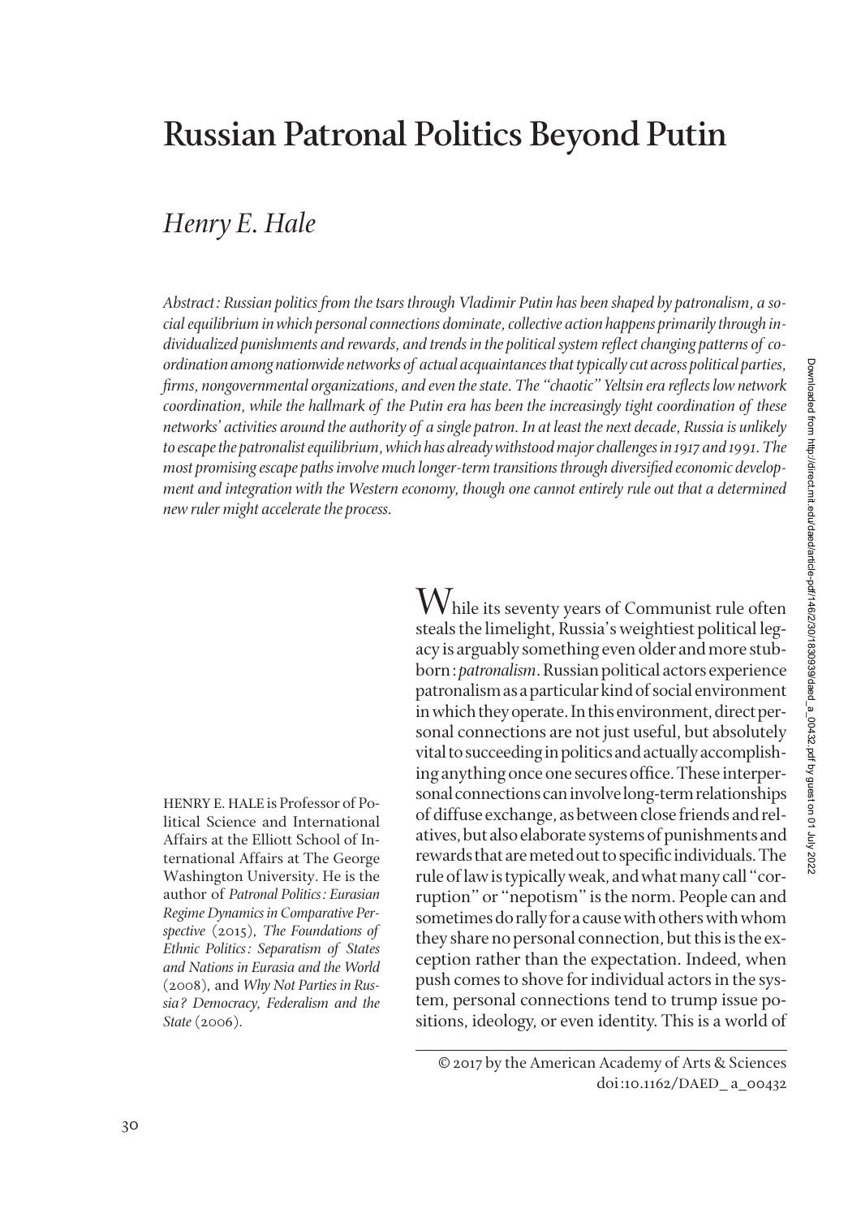# Russian Patronal Politics Beyond Putin

## *Henry E. Hale*

*Abstract: Russian politics from the tsars through Vladimir Putin has been shaped by patronalism, a social equilibrium in which personal connections dominate, collective action happens primarily through individualized punishments and rewards, and trends in the political system reflect changing patterns of coordination among nationwide networks of actual acquaintances that typically cut across political parties, firms, nongovernmental organizations, and even the state. The "chaotic" Yeltsin era reflects low network coordination, while the hallmark of the Putin era has been the increasingly tight coordination of these networks' activities around the authority of a single patron. In at least the next decade, Russia is unlikely to escape the patronalist equilibrium, which has already withstood major challenges in 1917 and 1991. The most promising escape paths involve much longer-term transitions through diversified economic development and integration with the Western economy, though one cannot entirely rule out that a determined new ruler might accelerate the process.*

HENRY E. HALE is Professor of Political Science and International Affairs at the Elliott School of International Affairs at The George Washington University. He is the author of *Patronal Politics: Eurasian Regime Dynamics in Comparative Perspective* (2015), *The Foundations of Ethnic Politics: Separatism of States and Nations in Eurasia and the World* (2008), and *Why Not Parties in Russia? Democracy, Federalism and the State* (2006).

While its seventy years of Communist rule often steals the limelight, Russia's weightiest political legacy is arguably something even older and more stubborn: *patronalism*. Russian political actors experience patronalism as a particular kind of social environment in which they operate. In this environment, direct personal connections are not just useful, but absolutely vital to succeeding in politics and actually accomplishing anything once one secures office. These interpersonal connections can involve long-term relationships of diffuse exchange, as between close friends and relatives, but also elaborate systems of punishments and rewards that are meted out to specific individuals. The rule of law is typically weak, and what many call "corruption" or "nepotism" is the norm. People can and sometimes do rally for a cause with others with whom they share no personal connection, but this is the exception rather than the expectation. Indeed, when push comes to shove for individual actors in the system, personal connections tend to trump issue positions, ideology, or even identity. This is a world of

© 2017 by the American Academy of Arts & Sciences
doi:10.1162/DAED_a_00432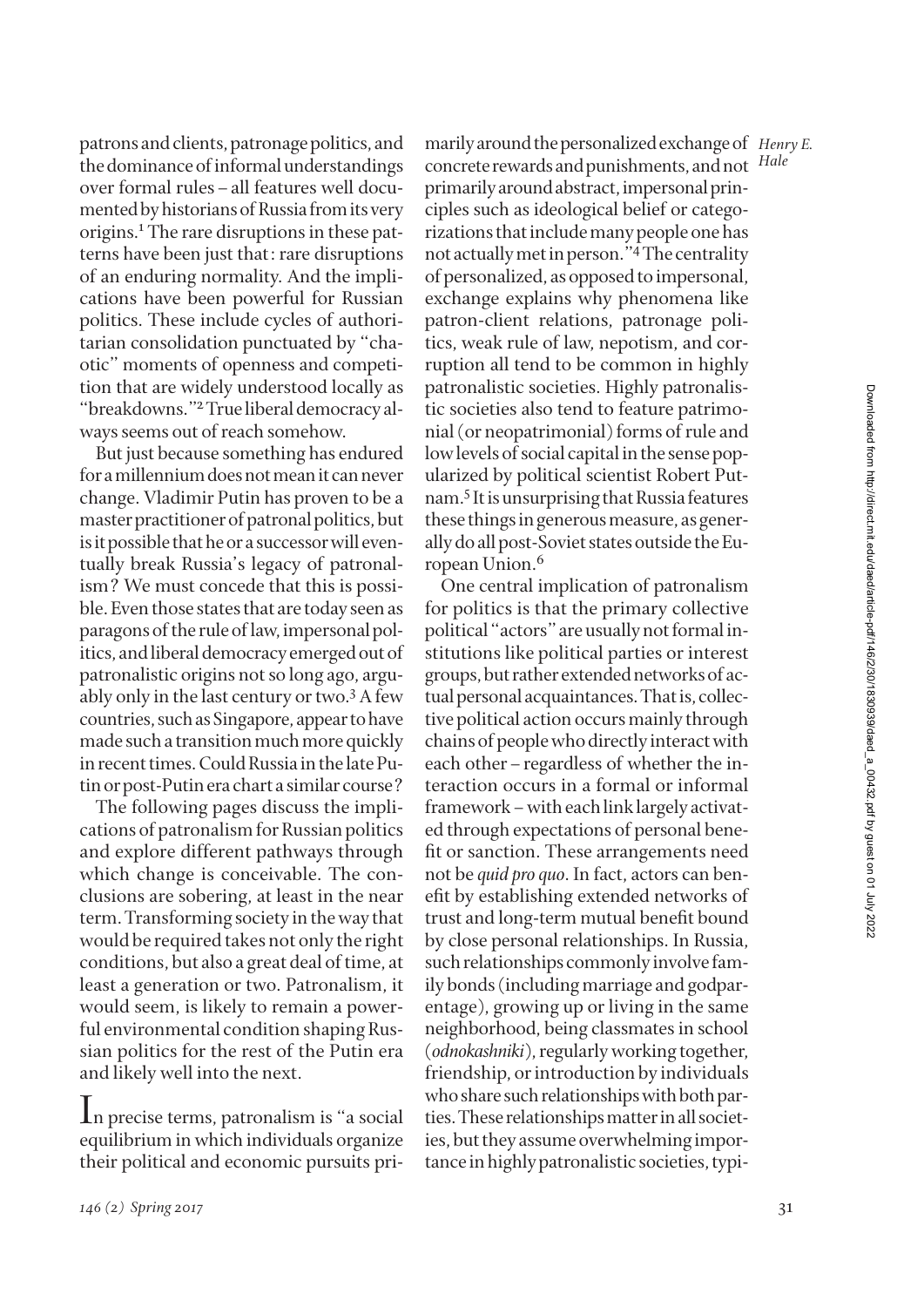patrons and clients, patronage politics, and the dominance of informal understandings over formal rules – all features well documented by historians of Russia from its very origins.[1] The rare disruptions in these patterns have been just that: rare disruptions of an enduring normality. And the implications have been powerful for Russian politics. These include cycles of authoritarian consolidation punctuated by "chaotic" moments of openness and competition that are widely understood locally as "breakdowns."[2] True liberal democracy always seems out of reach somehow.

But just because something has endured for a millennium does not mean it can never change. Vladimir Putin has proven to be a master practitioner of patronal politics, but is it possible that he or a successor will eventually break Russia's legacy of patronalism? We must concede that this is possible. Even those states that are today seen as paragons of the rule of law, impersonal politics, and liberal democracy emerged out of patronalistic origins not so long ago, arguably only in the last century or two.[3] A few countries, such as Singapore, appear to have made such a transition much more quickly in recent times. Could Russia in the late Putin or post-Putin era chart a similar course?

The following pages discuss the implications of patronalism for Russian politics and explore different pathways through which change is conceivable. The conclusions are sobering, at least in the near term. Transforming society in the way that would be required takes not only the right conditions, but also a great deal of time, at least a generation or two. Patronalism, it would seem, is likely to remain a powerful environmental condition shaping Russian politics for the rest of the Putin era and likely well into the next.

In precise terms, patronalism is "a social equilibrium in which individuals organize their political and economic pursuits primarily around the personalized exchange of concrete rewards and punishments, and not primarily around abstract, impersonal principles such as ideological belief or categorizations that include many people one has not actually met in person."[4] The centrality of personalized, as opposed to impersonal, exchange explains why phenomena like patron-client relations, patronage politics, weak rule of law, nepotism, and corruption all tend to be common in highly patronalistic societies. Highly patronalistic societies also tend to feature patrimonial (or neopatrimonial) forms of rule and low levels of social capital in the sense popularized by political scientist Robert Putnam.[5] It is unsurprising that Russia features these things in generous measure, as generally do all post-Soviet states outside the European Union.[6]

One central implication of patronalism for politics is that the primary collective political "actors" are usually not formal institutions like political parties or interest groups, but rather extended networks of actual personal acquaintances. That is, collective political action occurs mainly through chains of people who directly interact with each other – regardless of whether the interaction occurs in a formal or informal framework – with each link largely activated through expectations of personal benefit or sanction. These arrangements need not be *quid pro quo*. In fact, actors can benefit by establishing extended networks of trust and long-term mutual benefit bound by close personal relationships. In Russia, such relationships commonly involve family bonds (including marriage and godparentage), growing up or living in the same neighborhood, being classmates in school (*odnokashniki*), regularly working together, friendship, or introduction by individuals who share such relationships with both parties. These relationships matter in all societies, but they assume overwhelming importance in highly patronalistic societies, typi-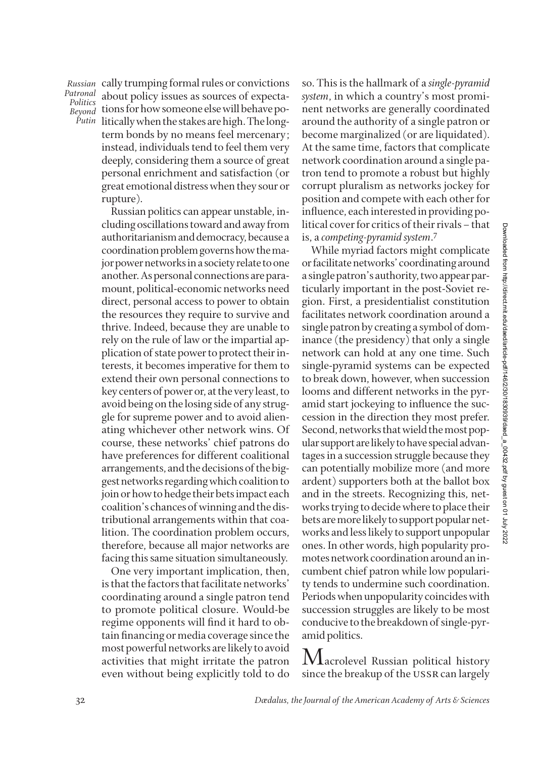cally trumping formal rules or convictions about policy issues as sources of expectations for how someone else will behave politically when the stakes are high. The long-term bonds by no means feel mercenary; instead, individuals tend to feel them very deeply, considering them a source of great personal enrichment and satisfaction (or great emotional distress when they sour or rupture).

Russian politics can appear unstable, including oscillations toward and away from authoritarianism and democracy, because a coordination problem governs how the major power networks in a society relate to one another. As personal connections are paramount, political-economic networks need direct, personal access to power to survive and thrive. Indeed, because they are unable to rely on the rule of law or the impartial application of state power to protect their interests, it becomes imperative for them to extend their own personal connections to key centers of power or, at the very least, to avoid being on the losing side of any struggle for supreme power and to avoid alienating whichever other network wins. Of course, these networks' chief patrons do have preferences for different coalitional arrangements, and the decisions of the biggest networks regarding which coalition to join or how to hedge their bets impact each coalition's chances of winning and the distributional arrangements within that coalition. The coordination problem occurs, therefore, because all major networks are facing this same situation simultaneously.

One very important implication, then, is that the factors that facilitate networks' coordinating around a single patron tend to promote political closure. Would-be regime opponents will find it hard to obtain financing or media coverage since the most powerful networks are likely to avoid activities that might irritate the patron even without being explicitly told to do so. This is the hallmark of a *single-pyramid system*, in which a country's most prominent networks are generally coordinated around the authority of a single patron or become marginalized (or are liquidated). At the same time, factors that complicate network coordination around a single patron tend to promote a robust but highly corrupt pluralism as networks jockey for position and compete with each other for influence, each interested in providing political cover for critics of their rivals – that is, a *competing-pyramid system*.[7]

While myriad factors might complicate or facilitate networks' coordinating around a single patron's authority, two appear particularly important in the post-Soviet region. First, a presidentialist constitution facilitates network coordination around a single patron by creating a symbol of dominance (the presidency) that only a single network can hold at any one time. Such single-pyramid systems can be expected to break down, however, when succession looms and different networks in the pyramid start jockeying to influence the succession in the direction they most prefer. Second, networks that wield the most popular support are likely to have special advantages in a succession struggle because they can potentially mobilize more (and more ardent) supporters both at the ballot box and in the streets. Recognizing this, networks trying to decide where to place their bets are more likely to support popular networks and less likely to support unpopular ones. In other words, high popularity promotes network coordination around an incumbent chief patron while low popularity tends to undermine such coordination. Periods when unpopularity coincides with succession struggles are likely to be most conducive to the breakdown of single-pyramid politics.

Macrolevel Russian political history since the breakup of the USSR can largely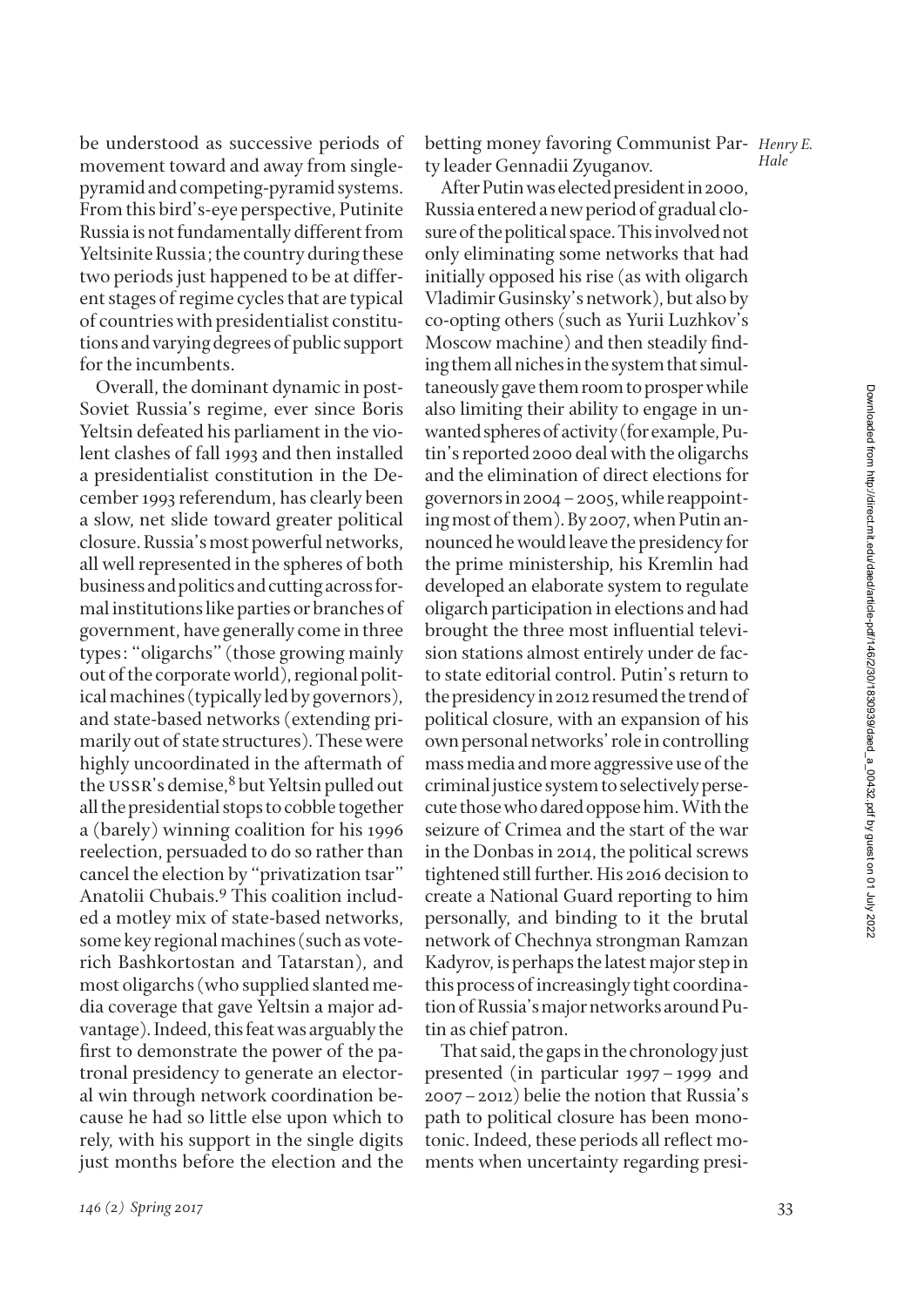be understood as successive periods of movement toward and away from single-pyramid and competing-pyramid systems. From this bird's-eye perspective, Putinite Russia is not fundamentally different from Yeltsinite Russia; the country during these two periods just happened to be at different stages of regime cycles that are typical of countries with presidentialist constitutions and varying degrees of public support for the incumbents.

Overall, the dominant dynamic in post-Soviet Russia's regime, ever since Boris Yeltsin defeated his parliament in the violent clashes of fall 1993 and then installed a presidentialist constitution in the December 1993 referendum, has clearly been a slow, net slide toward greater political closure. Russia's most powerful networks, all well represented in the spheres of both business and politics and cutting across formal institutions like parties or branches of government, have generally come in three types: "oligarchs" (those growing mainly out of the corporate world), regional political machines (typically led by governors), and state-based networks (extending primarily out of state structures). These were highly uncoordinated in the aftermath of the USSR's demise,[8] but Yeltsin pulled out all the presidential stops to cobble together a (barely) winning coalition for his 1996 reelection, persuaded to do so rather than cancel the election by "privatization tsar" Anatolii Chubais.[9] This coalition included a motley mix of state-based networks, some key regional machines (such as vote-rich Bashkortostan and Tatarstan), and most oligarchs (who supplied slanted media coverage that gave Yeltsin a major advantage). Indeed, this feat was arguably the first to demonstrate the power of the patronal presidency to generate an electoral win through network coordination because he had so little else upon which to rely, with his support in the single digits just months before the election and the betting money favoring Communist Party leader Gennadii Zyuganov.

After Putin was elected president in 2000, Russia entered a new period of gradual closure of the political space. This involved not only eliminating some networks that had initially opposed his rise (as with oligarch Vladimir Gusinsky's network), but also by co-opting others (such as Yurii Luzhkov's Moscow machine) and then steadily finding them all niches in the system that simultaneously gave them room to prosper while also limiting their ability to engage in unwanted spheres of activity (for example, Putin's reported 2000 deal with the oligarchs and the elimination of direct elections for governors in 2004 – 2005, while reappointing most of them). By 2007, when Putin announced he would leave the presidency for the prime ministership, his Kremlin had developed an elaborate system to regulate oligarch participation in elections and had brought the three most influential television stations almost entirely under de facto state editorial control. Putin's return to the presidency in 2012 resumed the trend of political closure, with an expansion of his own personal networks' role in controlling mass media and more aggressive use of the criminal justice system to selectively persecute those who dared oppose him. With the seizure of Crimea and the start of the war in the Donbas in 2014, the political screws tightened still further. His 2016 decision to create a National Guard reporting to him personally, and binding to it the brutal network of Chechnya strongman Ramzan Kadyrov, is perhaps the latest major step in this process of increasingly tight coordination of Russia's major networks around Putin as chief patron.

That said, the gaps in the chronology just presented (in particular 1997 – 1999 and 2007 – 2012) belie the notion that Russia's path to political closure has been monotonic. Indeed, these periods all reflect moments when uncertainty regarding presi-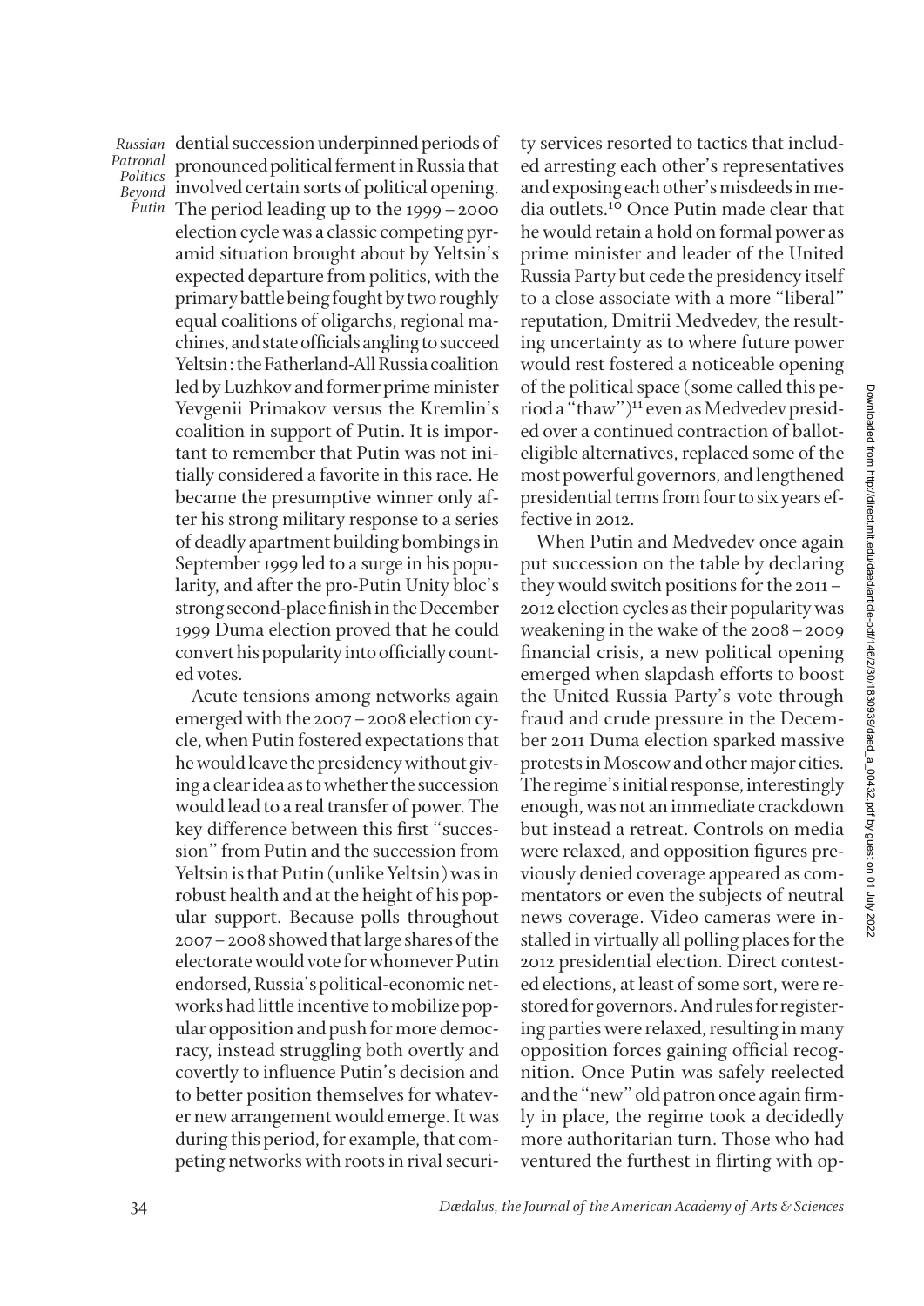dential succession underpinned periods of pronounced political ferment in Russia that involved certain sorts of political opening. The period leading up to the 1999 – 2000 election cycle was a classic competing pyramid situation brought about by Yeltsin's expected departure from politics, with the primary battle being fought by two roughly equal coalitions of oligarchs, regional machines, and state officials angling to succeed Yeltsin: the Fatherland-All Russia coalition led by Luzhkov and former prime minister Yevgenii Primakov versus the Kremlin's coalition in support of Putin. It is important to remember that Putin was not initially considered a favorite in this race. He became the presumptive winner only after his strong military response to a series of deadly apartment building bombings in September 1999 led to a surge in his popularity, and after the pro-Putin Unity bloc's strong second-place finish in the December 1999 Duma election proved that he could convert his popularity into officially counted votes.

Acute tensions among networks again emerged with the 2007 – 2008 election cycle, when Putin fostered expectations that he would leave the presidency without giving a clear idea as to whether the succession would lead to a real transfer of power. The key difference between this first "succession" from Putin and the succession from Yeltsin is that Putin (unlike Yeltsin) was in robust health and at the height of his popular support. Because polls throughout 2007 – 2008 showed that large shares of the electorate would vote for whomever Putin endorsed, Russia's political-economic networks had little incentive to mobilize popular opposition and push for more democracy, instead struggling both overtly and covertly to influence Putin's decision and to better position themselves for whatever new arrangement would emerge. It was during this period, for example, that competing networks with roots in rival security services resorted to tactics that included arresting each other's representatives and exposing each other's misdeeds in media outlets.[10] Once Putin made clear that he would retain a hold on formal power as prime minister and leader of the United Russia Party but cede the presidency itself to a close associate with a more "liberal" reputation, Dmitrii Medvedev, the resulting uncertainty as to where future power would rest fostered a noticeable opening of the political space (some called this period a "thaw")[11] even as Medvedev presided over a continued contraction of ballot-eligible alternatives, replaced some of the most powerful governors, and lengthened presidential terms from four to six years effective in 2012.

When Putin and Medvedev once again put succession on the table by declaring they would switch positions for the 2011 – 2012 election cycles as their popularity was weakening in the wake of the 2008 – 2009 financial crisis, a new political opening emerged when slapdash efforts to boost the United Russia Party's vote through fraud and crude pressure in the December 2011 Duma election sparked massive protests in Moscow and other major cities. The regime's initial response, interestingly enough, was not an immediate crackdown but instead a retreat. Controls on media were relaxed, and opposition figures previously denied coverage appeared as commentators or even the subjects of neutral news coverage. Video cameras were installed in virtually all polling places for the 2012 presidential election. Direct contested elections, at least of some sort, were restored for governors. And rules for registering parties were relaxed, resulting in many opposition forces gaining official recognition. Once Putin was safely reelected and the "new" old patron once again firmly in place, the regime took a decidedly more authoritarian turn. Those who had ventured the furthest in flirting with op-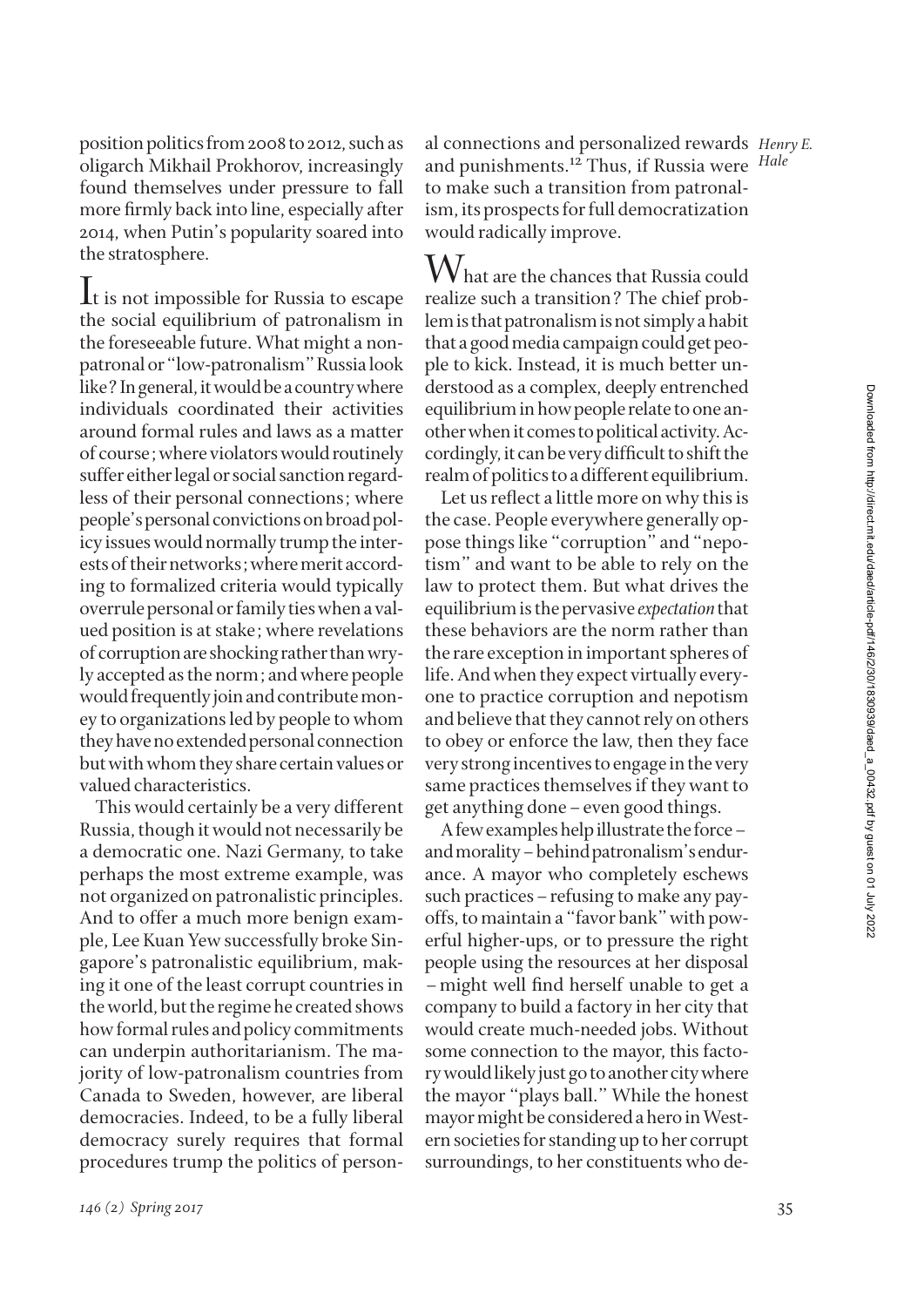position politics from 2008 to 2012, such as oligarch Mikhail Prokhorov, increasingly found themselves under pressure to fall more firmly back into line, especially after 2014, when Putin's popularity soared into the stratosphere.

It is not impossible for Russia to escape the social equilibrium of patronalism in the foreseeable future. What might a non-patronal or "low-patronalism" Russia look like? In general, it would be a country where individuals coordinated their activities around formal rules and laws as a matter of course; where violators would routinely suffer either legal or social sanction regardless of their personal connections; where people's personal convictions on broad policy issues would normally trump the interests of their networks; where merit according to formalized criteria would typically overrule personal or family ties when a valued position is at stake; where revelations of corruption are shocking rather than wryly accepted as the norm; and where people would frequently join and contribute money to organizations led by people to whom they have no extended personal connection but with whom they share certain values or valued characteristics.

This would certainly be a very different Russia, though it would not necessarily be a democratic one. Nazi Germany, to take perhaps the most extreme example, was not organized on patronalistic principles. And to offer a much more benign example, Lee Kuan Yew successfully broke Singapore's patronalistic equilibrium, making it one of the least corrupt countries in the world, but the regime he created shows how formal rules and policy commitments can underpin authoritarianism. The majority of low-patronalism countries from Canada to Sweden, however, are liberal democracies. Indeed, to be a fully liberal democracy surely requires that formal procedures trump the politics of personal connections and personalized rewards and punishments.[12] Thus, if Russia were to make such a transition from patronalism, its prospects for full democratization would radically improve.

What are the chances that Russia could realize such a transition? The chief problem is that patronalism is not simply a habit that a good media campaign could get people to kick. Instead, it is much better understood as a complex, deeply entrenched equilibrium in how people relate to one another when it comes to political activity. Accordingly, it can be very difficult to shift the realm of politics to a different equilibrium.

Let us reflect a little more on why this is the case. People everywhere generally oppose things like "corruption" and "nepotism" and want to be able to rely on the law to protect them. But what drives the equilibrium is the pervasive *expectation* that these behaviors are the norm rather than the rare exception in important spheres of life. And when they expect virtually everyone to practice corruption and nepotism and believe that they cannot rely on others to obey or enforce the law, then they face very strong incentives to engage in the very same practices themselves if they want to get anything done – even good things.

A few examples help illustrate the force – and morality – behind patronalism's endurance. A mayor who completely eschews such practices – refusing to make any payoffs, to maintain a "favor bank" with powerful higher-ups, or to pressure the right people using the resources at her disposal – might well find herself unable to get a company to build a factory in her city that would create much-needed jobs. Without some connection to the mayor, this factory would likely just go to another city where the mayor "plays ball." While the honest mayor might be considered a hero in Western societies for standing up to her corrupt surroundings, to her constituents who de-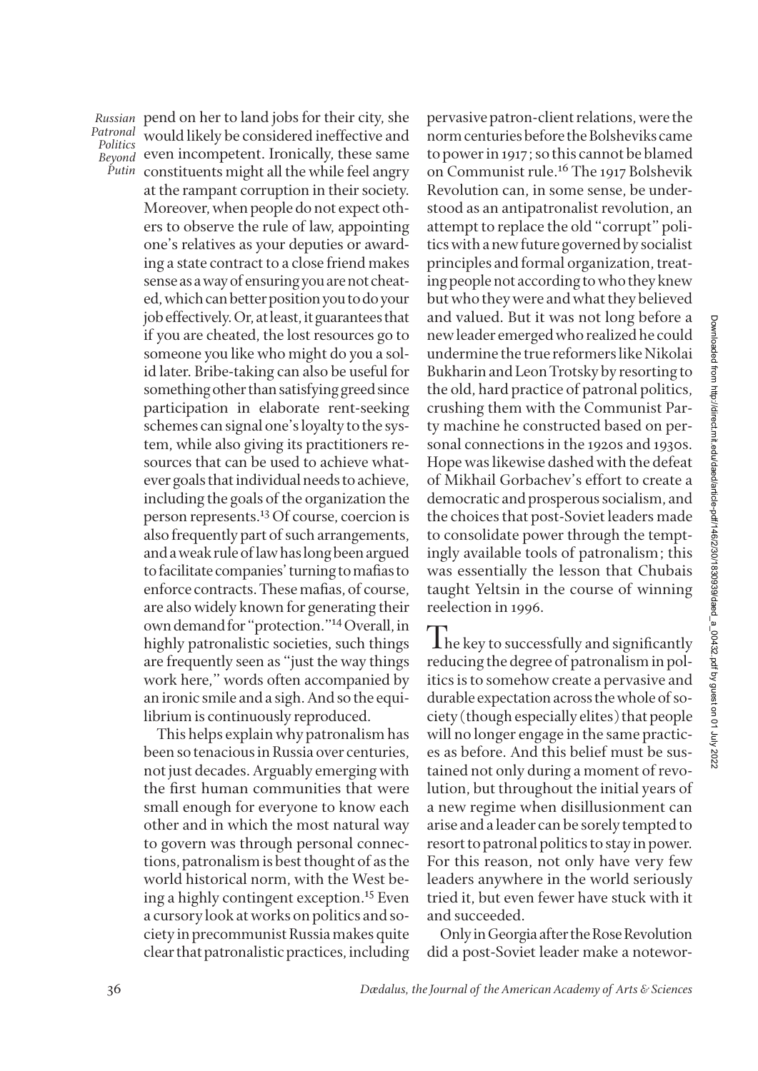pend on her to land jobs for their city, she would likely be considered ineffective and even incompetent. Ironically, these same constituents might all the while feel angry at the rampant corruption in their society. Moreover, when people do not expect others to observe the rule of law, appointing one's relatives as your deputies or awarding a state contract to a close friend makes sense as a way of ensuring you are not cheated, which can better position you to do your job effectively. Or, at least, it guarantees that if you are cheated, the lost resources go to someone you like who might do you a solid later. Bribe-taking can also be useful for something other than satisfying greed since participation in elaborate rent-seeking schemes can signal one's loyalty to the system, while also giving its practitioners resources that can be used to achieve whatever goals that individual needs to achieve, including the goals of the organization the person represents.[13] Of course, coercion is also frequently part of such arrangements, and a weak rule of law has long been argued to facilitate companies' turning to mafias to enforce contracts. These mafias, of course, are also widely known for generating their own demand for "protection."[14] Overall, in highly patronalistic societies, such things are frequently seen as "just the way things work here," words often accompanied by an ironic smile and a sigh. And so the equilibrium is continuously reproduced.

This helps explain why patronalism has been so tenacious in Russia over centuries, not just decades. Arguably emerging with the first human communities that were small enough for everyone to know each other and in which the most natural way to govern was through personal connections, patronalism is best thought of as the world historical norm, with the West being a highly contingent exception.[15] Even a cursory look at works on politics and society in precommunist Russia makes quite clear that patronalistic practices, including pervasive patron-client relations, were the norm centuries before the Bolsheviks came to power in 1917; so this cannot be blamed on Communist rule.[16] The 1917 Bolshevik Revolution can, in some sense, be understood as an antipatronalist revolution, an attempt to replace the old "corrupt" politics with a new future governed by socialist principles and formal organization, treating people not according to who they knew but who they were and what they believed and valued. But it was not long before a new leader emerged who realized he could undermine the true reformers like Nikolai Bukharin and Leon Trotsky by resorting to the old, hard practice of patronal politics, crushing them with the Communist Party machine he constructed based on personal connections in the 1920s and 1930s. Hope was likewise dashed with the defeat of Mikhail Gorbachev's effort to create a democratic and prosperous socialism, and the choices that post-Soviet leaders made to consolidate power through the temptingly available tools of patronalism; this was essentially the lesson that Chubais taught Yeltsin in the course of winning reelection in 1996.

The key to successfully and significantly reducing the degree of patronalism in politics is to somehow create a pervasive and durable expectation across the whole of society (though especially elites) that people will no longer engage in the same practices as before. And this belief must be sustained not only during a moment of revolution, but throughout the initial years of a new regime when disillusionment can arise and a leader can be sorely tempted to resort to patronal politics to stay in power. For this reason, not only have very few leaders anywhere in the world seriously tried it, but even fewer have stuck with it and succeeded.

Only in Georgia after the Rose Revolution did a post-Soviet leader make a notewor-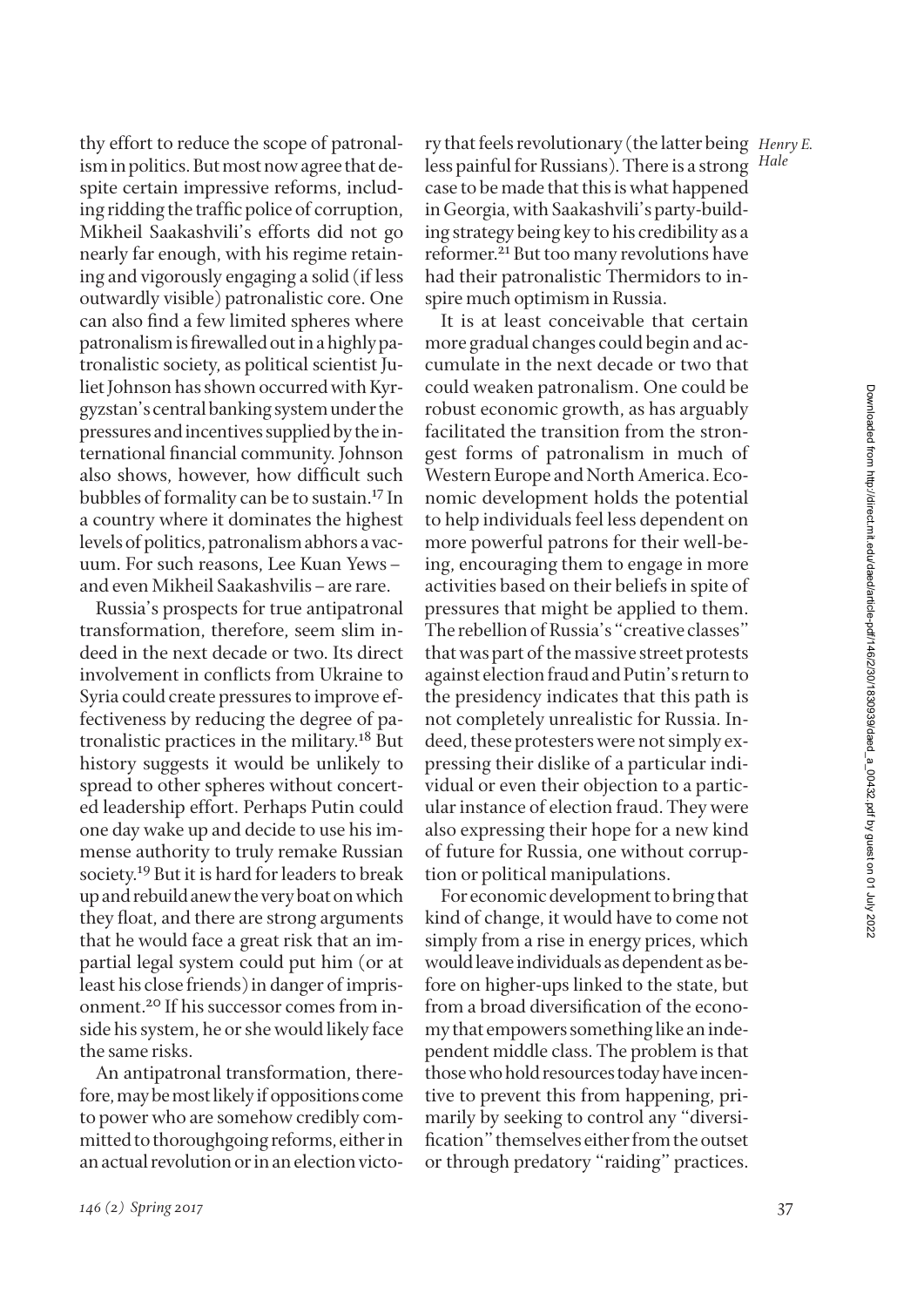thy effort to reduce the scope of patronalism in politics. But most now agree that despite certain impressive reforms, including ridding the traffic police of corruption, Mikheil Saakashvili's efforts did not go nearly far enough, with his regime retaining and vigorously engaging a solid (if less outwardly visible) patronalistic core. One can also find a few limited spheres where patronalism is firewalled out in a highly patronalistic society, as political scientist Juliet Johnson has shown occurred with Kyrgyzstan's central banking system under the pressures and incentives supplied by the international financial community. Johnson also shows, however, how difficult such bubbles of formality can be to sustain.[17] In a country where it dominates the highest levels of politics, patronalism abhors a vacuum. For such reasons, Lee Kuan Yews – and even Mikheil Saakashvilis – are rare.

Russia's prospects for true antipatronal transformation, therefore, seem slim indeed in the next decade or two. Its direct involvement in conflicts from Ukraine to Syria could create pressures to improve effectiveness by reducing the degree of patronalistic practices in the military.[18] But history suggests it would be unlikely to spread to other spheres without concerted leadership effort. Perhaps Putin could one day wake up and decide to use his immense authority to truly remake Russian society.[19] But it is hard for leaders to break up and rebuild anew the very boat on which they float, and there are strong arguments that he would face a great risk that an impartial legal system could put him (or at least his close friends) in danger of imprisonment.[20] If his successor comes from inside his system, he or she would likely face the same risks.

An antipatronal transformation, therefore, may be most likely if oppositions come to power who are somehow credibly committed to thoroughgoing reforms, either in an actual revolution or in an election victory that feels revolutionary (the latter being less painful for Russians). There is a strong case to be made that this is what happened in Georgia, with Saakashvili's party-building strategy being key to his credibility as a reformer.[21] But too many revolutions have had their patronalistic Thermidors to inspire much optimism in Russia.

It is at least conceivable that certain more gradual changes could begin and accumulate in the next decade or two that could weaken patronalism. One could be robust economic growth, as has arguably facilitated the transition from the strongest forms of patronalism in much of Western Europe and North America. Economic development holds the potential to help individuals feel less dependent on more powerful patrons for their well-being, encouraging them to engage in more activities based on their beliefs in spite of pressures that might be applied to them. The rebellion of Russia's "creative classes" that was part of the massive street protests against election fraud and Putin's return to the presidency indicates that this path is not completely unrealistic for Russia. Indeed, these protesters were not simply expressing their dislike of a particular individual or even their objection to a particular instance of election fraud. They were also expressing their hope for a new kind of future for Russia, one without corruption or political manipulations.

For economic development to bring that kind of change, it would have to come not simply from a rise in energy prices, which would leave individuals as dependent as before on higher-ups linked to the state, but from a broad diversification of the economy that empowers something like an independent middle class. The problem is that those who hold resources today have incentive to prevent this from happening, primarily by seeking to control any "diversification" themselves either from the outset or through predatory "raiding" practices.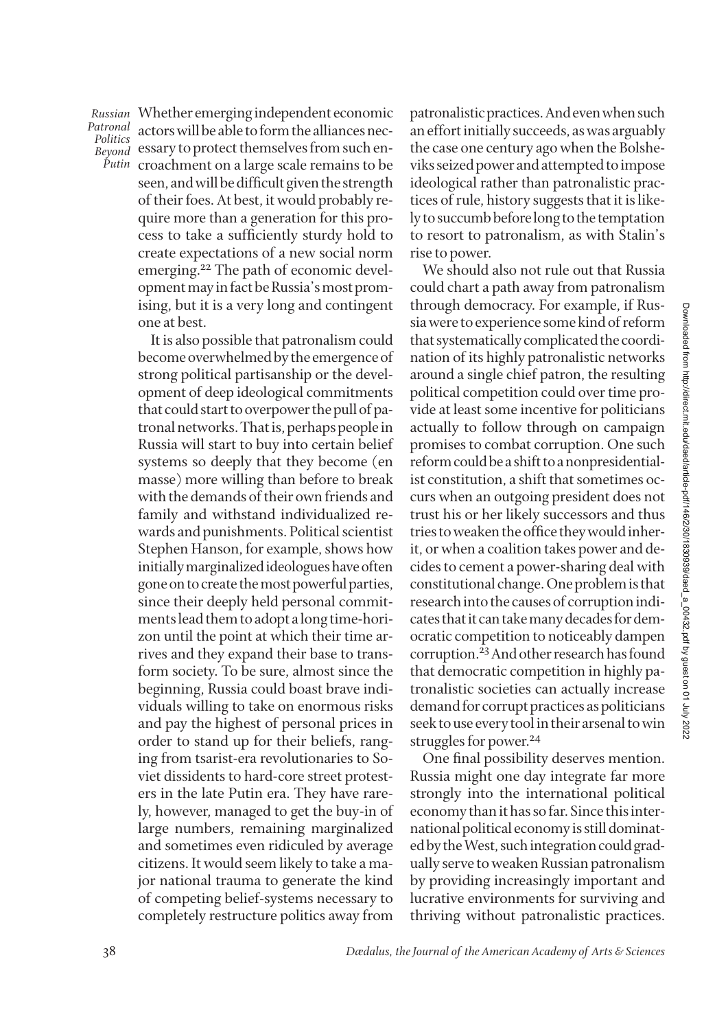Whether emerging independent economic actors will be able to form the alliances necessary to protect themselves from such encroachment on a large scale remains to be seen, and will be difficult given the strength of their foes. At best, it would probably require more than a generation for this process to take a sufficiently sturdy hold to create expectations of a new social norm emerging.[22] The path of economic development may in fact be Russia's most promising, but it is a very long and contingent one at best.

It is also possible that patronalism could become overwhelmed by the emergence of strong political partisanship or the development of deep ideological commitments that could start to overpower the pull of patronal networks. That is, perhaps people in Russia will start to buy into certain belief systems so deeply that they become (en masse) more willing than before to break with the demands of their own friends and family and withstand individualized rewards and punishments. Political scientist Stephen Hanson, for example, shows how initially marginalized ideologues have often gone on to create the most powerful parties, since their deeply held personal commitments lead them to adopt a long time-horizon until the point at which their time arrives and they expand their base to transform society. To be sure, almost since the beginning, Russia could boast brave individuals willing to take on enormous risks and pay the highest of personal prices in order to stand up for their beliefs, ranging from tsarist-era revolutionaries to Soviet dissidents to hard-core street protesters in the late Putin era. They have rarely, however, managed to get the buy-in of large numbers, remaining marginalized and sometimes even ridiculed by average citizens. It would seem likely to take a major national trauma to generate the kind of competing belief-systems necessary to completely restructure politics away from patronalistic practices. And even when such an effort initially succeeds, as was arguably the case one century ago when the Bolsheviks seized power and attempted to impose ideological rather than patronalistic practices of rule, history suggests that it is likely to succumb before long to the temptation to resort to patronalism, as with Stalin's rise to power.

We should also not rule out that Russia could chart a path away from patronalism through democracy. For example, if Russia were to experience some kind of reform that systematically complicated the coordination of its highly patronalistic networks around a single chief patron, the resulting political competition could over time provide at least some incentive for politicians actually to follow through on campaign promises to combat corruption. One such reform could be a shift to a nonpresidentialist constitution, a shift that sometimes occurs when an outgoing president does not trust his or her likely successors and thus tries to weaken the office they would inherit, or when a coalition takes power and decides to cement a power-sharing deal with constitutional change. One problem is that research into the causes of corruption indicates that it can take many decades for democratic competition to noticeably dampen corruption.[23] And other research has found that democratic competition in highly patronalistic societies can actually increase demand for corrupt practices as politicians seek to use every tool in their arsenal to win struggles for power.[24]

One final possibility deserves mention. Russia might one day integrate far more strongly into the international political economy than it has so far. Since this international political economy is still dominated by the West, such integration could gradually serve to weaken Russian patronalism by providing increasingly important and lucrative environments for surviving and thriving without patronalistic practices.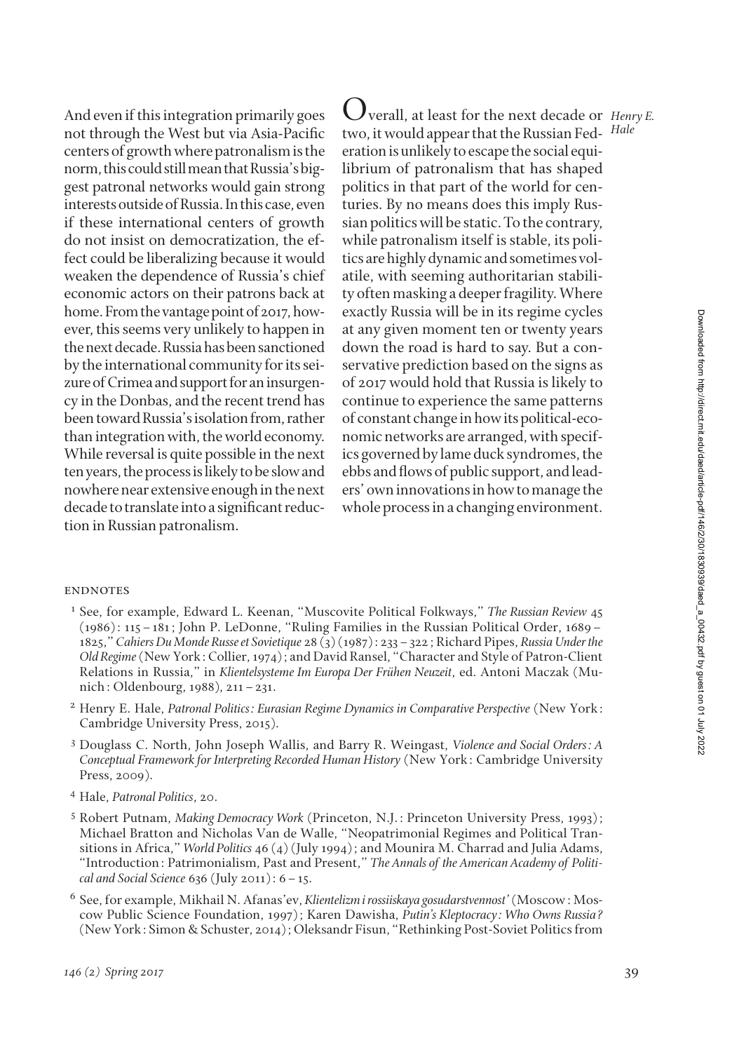And even if this integration primarily goes not through the West but via Asia-Pacific centers of growth where patronalism is the norm, this could still mean that Russia's biggest patronal networks would gain strong interests outside of Russia. In this case, even if these international centers of growth do not insist on democratization, the effect could be liberalizing because it would weaken the dependence of Russia's chief economic actors on their patrons back at home. From the vantage point of 2017, however, this seems very unlikely to happen in the next decade. Russia has been sanctioned by the international community for its seizure of Crimea and support for an insurgency in the Donbas, and the recent trend has been toward Russia's isolation from, rather than integration with, the world economy. While reversal is quite possible in the next ten years, the process is likely to be slow and nowhere near extensive enough in the next decade to translate into a significant reduction in Russian patronalism.

Overall, at least for the next decade or two, it would appear that the Russian Federation is unlikely to escape the social equilibrium of patronalism that has shaped politics in that part of the world for centuries. By no means does this imply Russian politics will be static. To the contrary, while patronalism itself is stable, its politics are highly dynamic and sometimes volatile, with seeming authoritarian stability often masking a deeper fragility. Where exactly Russia will be in its regime cycles at any given moment ten or twenty years down the road is hard to say. But a conservative prediction based on the signs as of 2017 would hold that Russia is likely to continue to experience the same patterns of constant change in how its political-economic networks are arranged, with specifics governed by lame duck syndromes, the ebbs and flows of public support, and leaders' own innovations in how to manage the whole process in a changing environment.

## ENDNOTES

[1] See, for example, Edward L. Keenan, "Muscovite Political Folkways," *The Russian Review* 45 (1986): 115–181; John P. LeDonne, "Ruling Families in the Russian Political Order, 1689–1825," *Cahiers Du Monde Russe et Sovietique* 28 (3) (1987): 233–322; Richard Pipes, *Russia Under the Old Regime* (New York: Collier, 1974); and David Ransel, "Character and Style of Patron-Client Relations in Russia," in *Klientelsysteme Im Europa Der Frühen Neuzeit*, ed. Antoni Maczak (Munich: Oldenbourg, 1988), 211–231.

[2] Henry E. Hale, *Patronal Politics: Eurasian Regime Dynamics in Comparative Perspective* (New York: Cambridge University Press, 2015).

[3] Douglass C. North, John Joseph Wallis, and Barry R. Weingast, *Violence and Social Orders: A Conceptual Framework for Interpreting Recorded Human History* (New York: Cambridge University Press, 2009).

[4] Hale, *Patronal Politics*, 20.

[5] Robert Putnam, *Making Democracy Work* (Princeton, N.J.: Princeton University Press, 1993); Michael Bratton and Nicholas Van de Walle, "Neopatrimonial Regimes and Political Transitions in Africa," *World Politics* 46 (4) (July 1994); and Mounira M. Charrad and Julia Adams, "Introduction: Patrimonialism, Past and Present," *The Annals of the American Academy of Political and Social Science* 636 (July 2011): 6–15.

[6] See, for example, Mikhail N. Afanas'ev, *Klientelizm i rossiiskaya gosudarstvennost'* (Moscow: Moscow Public Science Foundation, 1997); Karen Dawisha, *Putin's Kleptocracy: Who Owns Russia?* (New York: Simon & Schuster, 2014); Oleksandr Fisun, "Rethinking Post-Soviet Politics from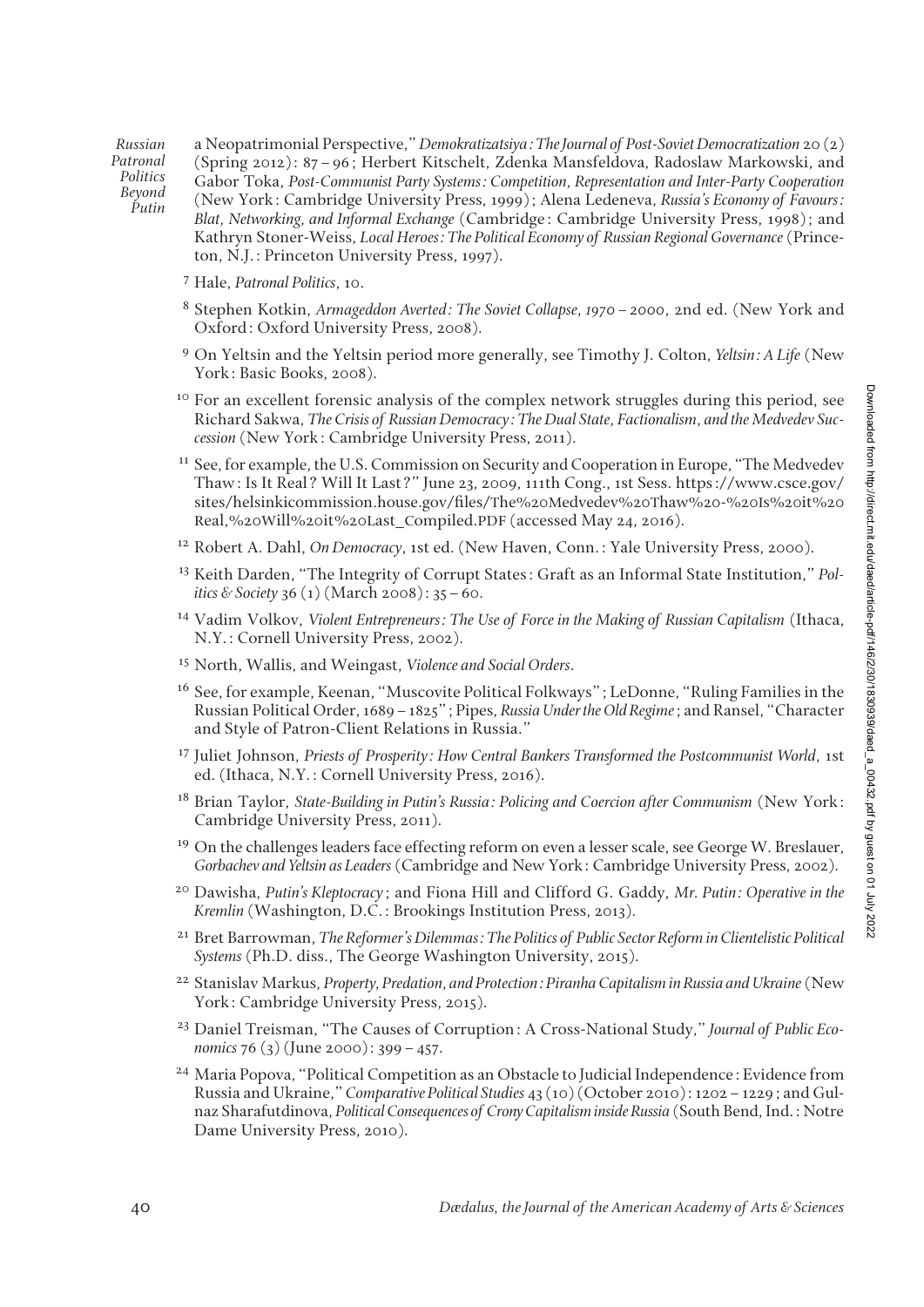a Neopatrimonial Perspective," *Demokratizatsiya: The Journal of Post-Soviet Democratization* 20 (2) (Spring 2012): 87–96; Herbert Kitschelt, Zdenka Mansfeldova, Radoslaw Markowski, and Gabor Toka, *Post-Communist Party Systems: Competition, Representation and Inter-Party Cooperation* (New York: Cambridge University Press, 1999); Alena Ledeneva, *Russia's Economy of Favours: Blat, Networking, and Informal Exchange* (Cambridge: Cambridge University Press, 1998); and Kathryn Stoner-Weiss, *Local Heroes: The Political Economy of Russian Regional Governance* (Princeton, N.J.: Princeton University Press, 1997).

[7] Hale, *Patronal Politics*, 10.

[8] Stephen Kotkin, *Armageddon Averted: The Soviet Collapse, 1970–2000*, 2nd ed. (New York and Oxford: Oxford University Press, 2008).

[9] On Yeltsin and the Yeltsin period more generally, see Timothy J. Colton, *Yeltsin: A Life* (New York: Basic Books, 2008).

[10] For an excellent forensic analysis of the complex network struggles during this period, see Richard Sakwa, *The Crisis of Russian Democracy: The Dual State, Factionalism, and the Medvedev Succession* (New York: Cambridge University Press, 2011).

[11] See, for example, the U.S. Commission on Security and Cooperation in Europe, "The Medvedev Thaw: Is It Real? Will It Last?" June 23, 2009, 111th Cong., 1st Sess. https://www.csce.gov/sites/helsinkicommission.house.gov/files/The%20Medvedev%20Thaw%20-%20Is%20it%20Real,%20Will%20it%20Last_Compiled.PDF (accessed May 24, 2016).

[12] Robert A. Dahl, *On Democracy*, 1st ed. (New Haven, Conn.: Yale University Press, 2000).

[13] Keith Darden, "The Integrity of Corrupt States: Graft as an Informal State Institution," *Politics & Society* 36 (1) (March 2008): 35–60.

[14] Vadim Volkov, *Violent Entrepreneurs: The Use of Force in the Making of Russian Capitalism* (Ithaca, N.Y.: Cornell University Press, 2002).

[15] North, Wallis, and Weingast, *Violence and Social Orders*.

[16] See, for example, Keenan, "Muscovite Political Folkways"; LeDonne, "Ruling Families in the Russian Political Order, 1689–1825"; Pipes, *Russia Under the Old Regime*; and Ransel, "Character and Style of Patron-Client Relations in Russia."

[17] Juliet Johnson, *Priests of Prosperity: How Central Bankers Transformed the Postcommunist World*, 1st ed. (Ithaca, N.Y.: Cornell University Press, 2016).

[18] Brian Taylor, *State-Building in Putin's Russia: Policing and Coercion after Communism* (New York: Cambridge University Press, 2011).

[19] On the challenges leaders face effecting reform on even a lesser scale, see George W. Breslauer, *Gorbachev and Yeltsin as Leaders* (Cambridge and New York: Cambridge University Press, 2002).

[20] Dawisha, *Putin's Kleptocracy*; and Fiona Hill and Clifford G. Gaddy, *Mr. Putin: Operative in the Kremlin* (Washington, D.C.: Brookings Institution Press, 2013).

[21] Bret Barrowman, *The Reformer's Dilemmas: The Politics of Public Sector Reform in Clientelistic Political Systems* (Ph.D. diss., The George Washington University, 2015).

[22] Stanislav Markus, *Property, Predation, and Protection: Piranha Capitalism in Russia and Ukraine* (New York: Cambridge University Press, 2015).

[23] Daniel Treisman, "The Causes of Corruption: A Cross-National Study," *Journal of Public Economics* 76 (3) (June 2000): 399–457.

[24] Maria Popova, "Political Competition as an Obstacle to Judicial Independence: Evidence from Russia and Ukraine," *Comparative Political Studies* 43 (10) (October 2010): 1202–1229; and Gulnaz Sharafutdinova, *Political Consequences of Crony Capitalism inside Russia* (South Bend, Ind.: Notre Dame University Press, 2010).